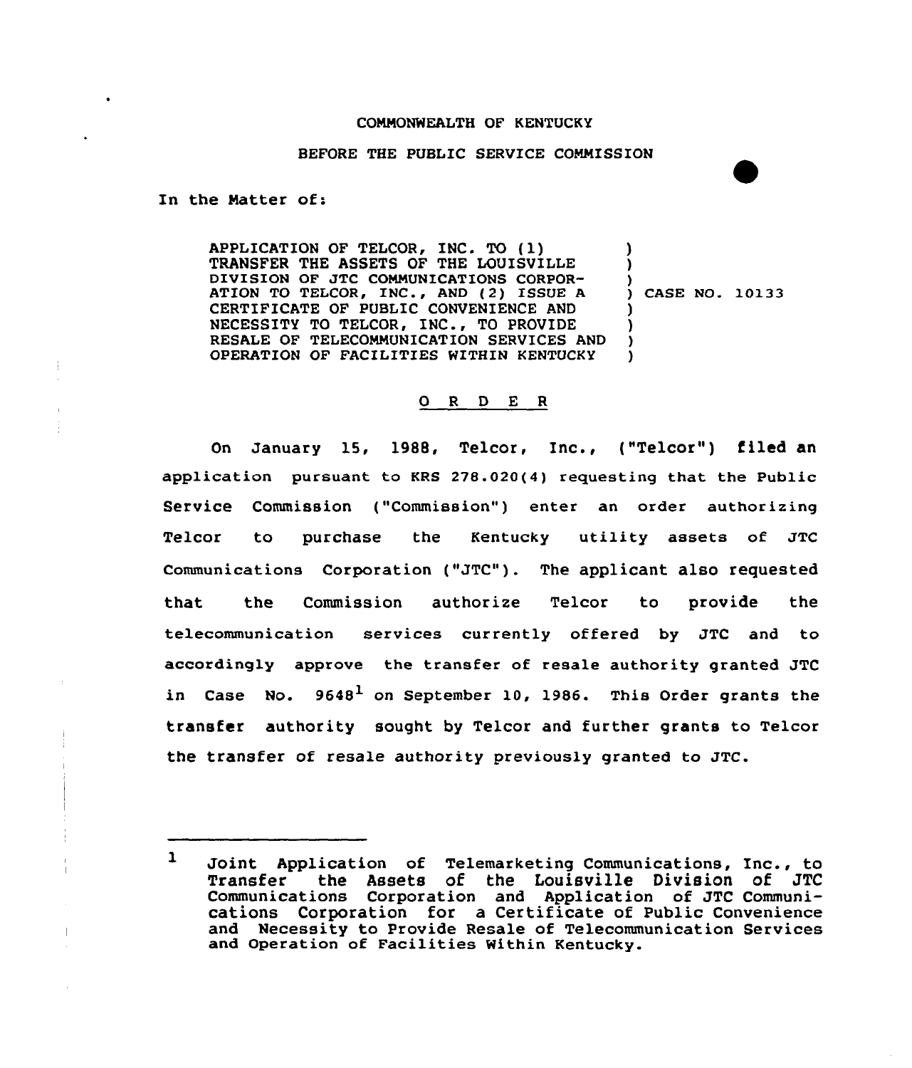COMMONWEALTH OF KENTUCKY

BEFORE THE PUBLIC SERVICE COMMISSION

In the Matter of:

APPLICATION OF TELCOR, INC. TO (1) TRANSFER THE ASSETS OF THE LOUISVILLE DIVISION OF JTC COMMUNICATIONS CORPORATION TO TELCOR, INC., AND (2) ISSUE A CERTIFICATE OF PUBLIC CONVENIENCE AND NECESSITY TO TELCOR, INC., TO PROVIDE RESALE OF TELECOMMUNICATION SERVICES AND OPERATION OF FACILITIES WITHIN KENTUCKY ) CASE NO. 10133

O R D E R

On January 15, 1988, Telcor, Inc., ("Telcor") filed an application pursuant to KRS 278.020(4) requesting that the Public Service Commission ("Commission") enter an order authorizing Telcor to purchase the Kentucky utility assets of JTC Communications Corporation ("JTC"). The applicant also requested that the Commission authorize Telcor to provide the telecommunication services currently offered by JTC and to accordingly approve the transfer of resale authority granted JTC in Case No. 9648[1] on September 10, 1986. This Order grants the transfer authority sought by Telcor and further grants to Telcor the transfer of resale authority previously granted to JTC.

---

[1] Joint Application of Telemarketing Communications, Inc., to Transfer the Assets of the Louisville Division of JTC Communications Corporation and Application of JTC Communications Corporation for a Certificate of Public Convenience and Necessity to Provide Resale of Telecommunication Services and Operation of Facilities Within Kentucky.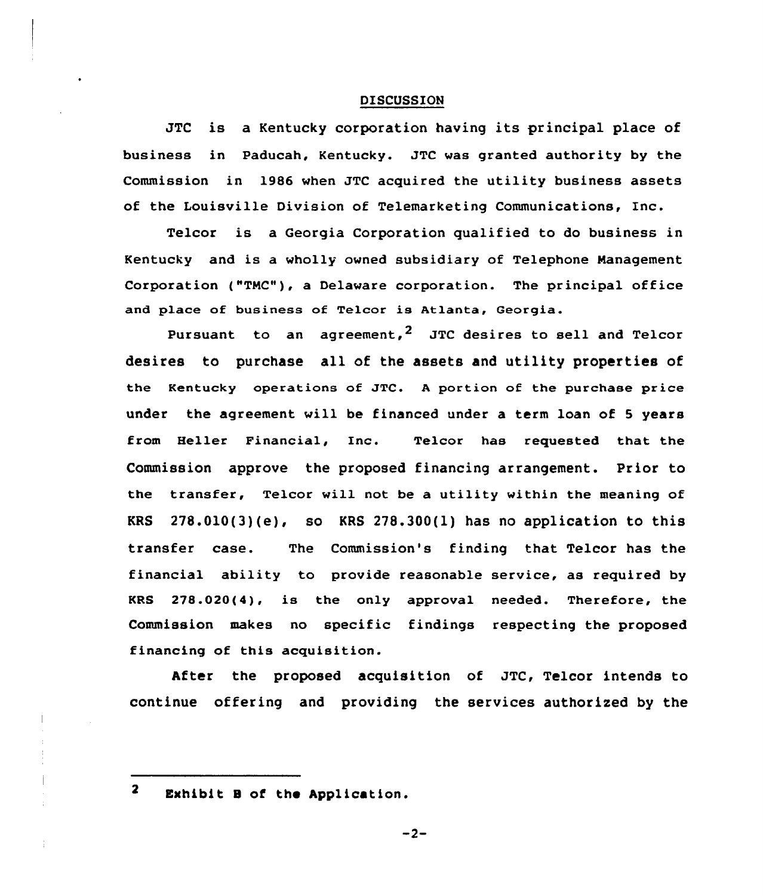## DISCUSSION

JTC is a Kentucky corporation having its principal place of business in Paducah, Kentucky. JTC was granted authority by the Commission in 1986 when JTC acquired the utility business assets of the Louisville Division of Telemarketing Communications, Inc.

Telcor is a Georgia Corporation qualified to do business in Kentucky and is a wholly owned subsidiary of Telephone Management Corporation ("TMC"), a Delaware corporation. The principal office and place of business of Telcor is Atlanta, Georgia.

Pursuant to an agreement,[2] JTC desires to sell and Telcor desires to purchase all of the assets and utility properties of the Kentucky operations of JTC. A portion of the purchase price under the agreement will be financed under a term loan of 5 years from Heller Financial, Inc. Telcor has requested that the Commission approve the proposed financing arrangement. Prior to the transfer, Telcor will not be a utility within the meaning of KRS 278.010(3)(e), so KRS 278.300(1) has no application to this transfer case. The Commission's finding that Telcor has the financial ability to provide reasonable service, as required by KRS 278.020(4), is the only approval needed. Therefore, the Commission makes no specific findings respecting the proposed financing of this acquisition.

After the proposed acquisition of JTC, Telcor intends to continue offering and providing the services authorized by the

---

[2] Exhibit B of the Application.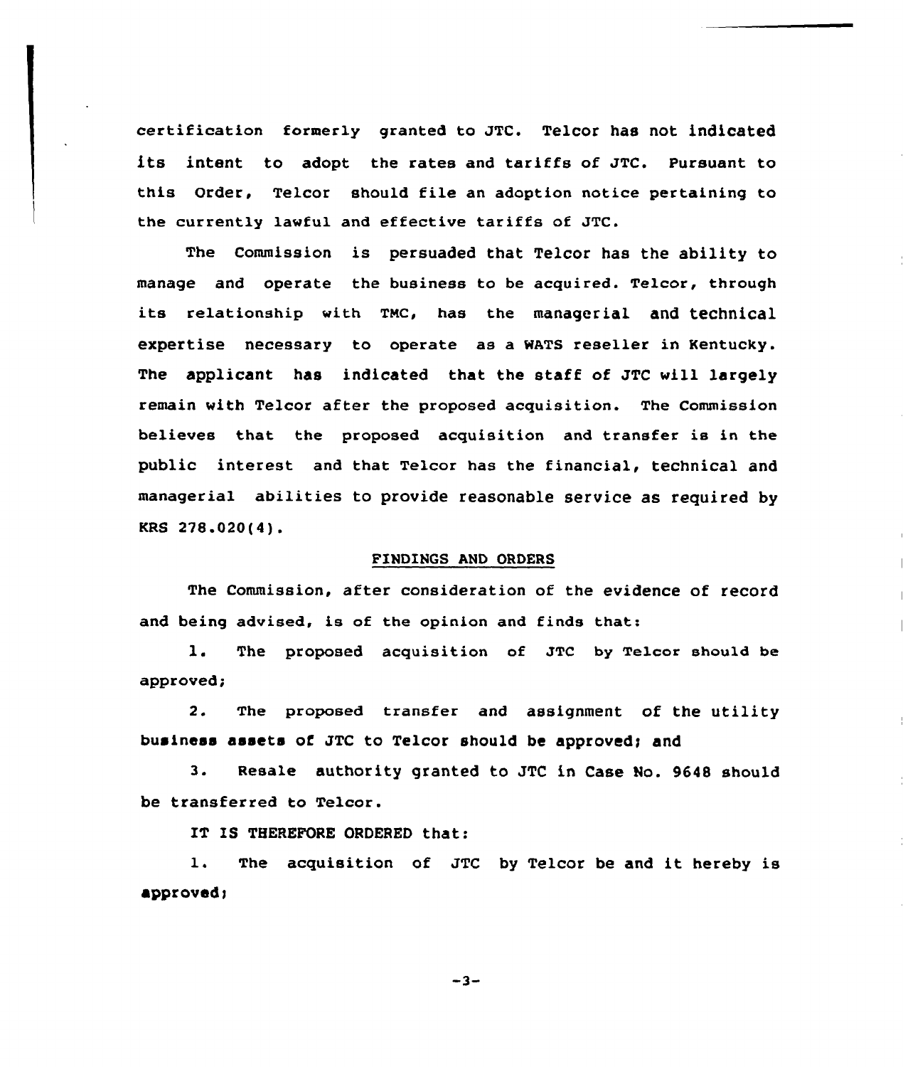certification formerly granted to JTC. Telcor has not indicated its intent to adopt the rates and tariffs of JTC. Pursuant to this Order, Telcor should file an adoption notice pertaining to the currently lawful and effective tariffs of JTC.

The Commission is persuaded that Telcor has the ability to manage and operate the business to be acquired. Telcor, through its relationship with TMC, has the managerial and technical expertise necessary to operate as a WATS reseller in Kentucky. The applicant has indicated that the staff of JTC will largely remain with Telcor after the proposed acquisition. The Commission believes that the proposed acquisition and transfer is in the public interest and that Telcor has the financial, technical and managerial abilities to provide reasonable service as required by KRS 278.020(4).

## FINDINGS AND ORDERS

The Commission, after consideration of the evidence of record and being advised, is of the opinion and finds that:

1. The proposed acquisition of JTC by Telcor should be approved;

2. The proposed transfer and assignment of the utility business assets of JTC to Telcor should be approved; and

3. Resale authority granted to JTC in Case No. 9648 should be transferred to Telcor.

IT IS THEREFORE ORDERED that:

1. The acquisition of JTC by Telcor be and it hereby is approved;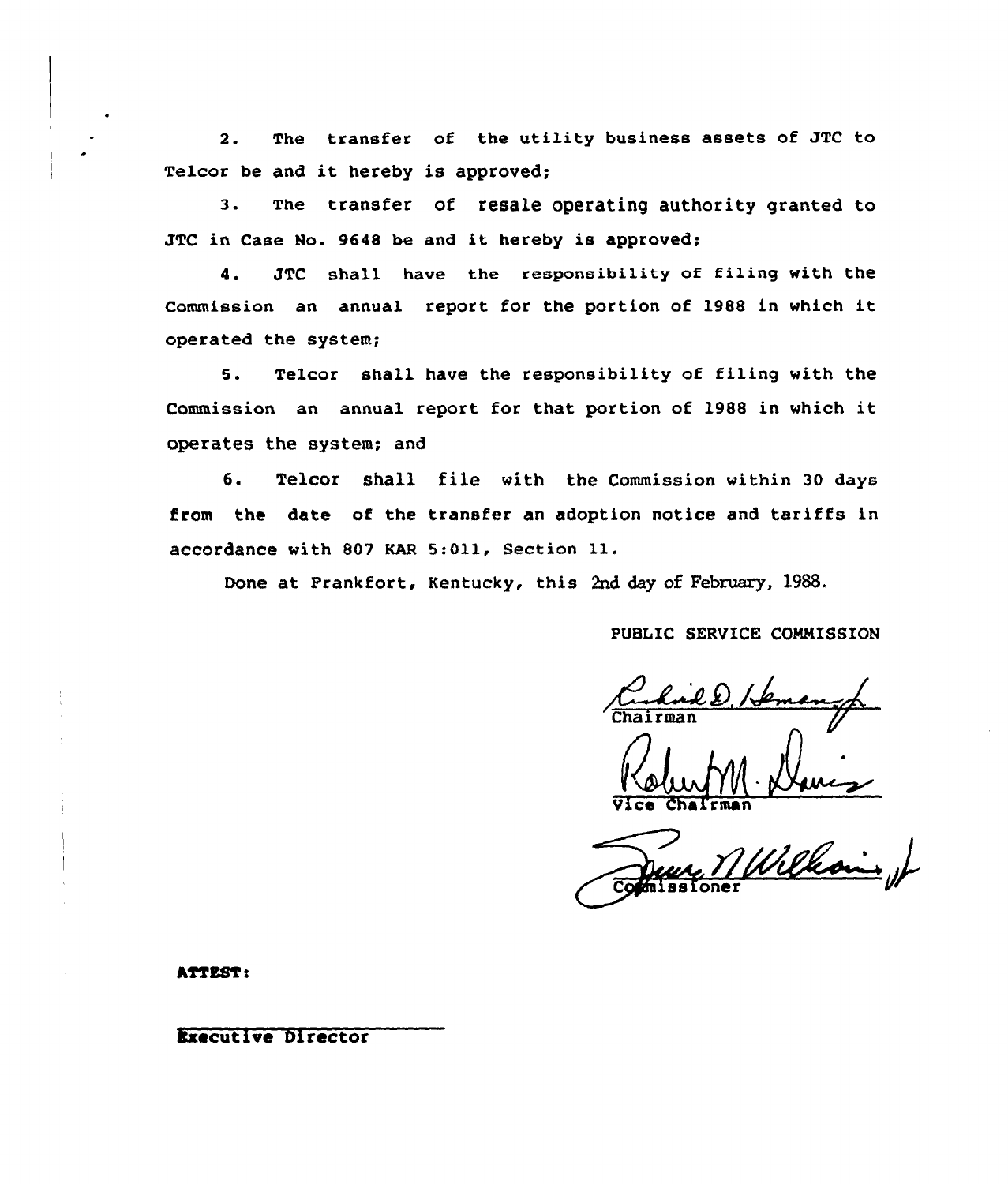2. The transfer of the utility business assets of JTC to Telcor be and it hereby is approved;

3. The transfer of resale operating authority granted to JTC in Case No. 9648 be and it hereby is approved;

4. JTC shall have the responsibility of filing with the Commission an annual report for the portion of 1988 in which it operated the system;

5. Telcor shall have the responsibility of filing with the Commission an annual report for that portion of 1988 in which it operates the system; and

6. Telcor shall file with the Commission within 30 days from the date of the transfer an adoption notice and tariffs in accordance with 807 KAR 5:011, Section 11.

Done at Frankfort, Kentucky, this 2nd day of February, 1988.

PUBLIC SERVICE COMMISSION

Chairman

Vice Chairman

Commissioner

ATTEST:

Executive Director